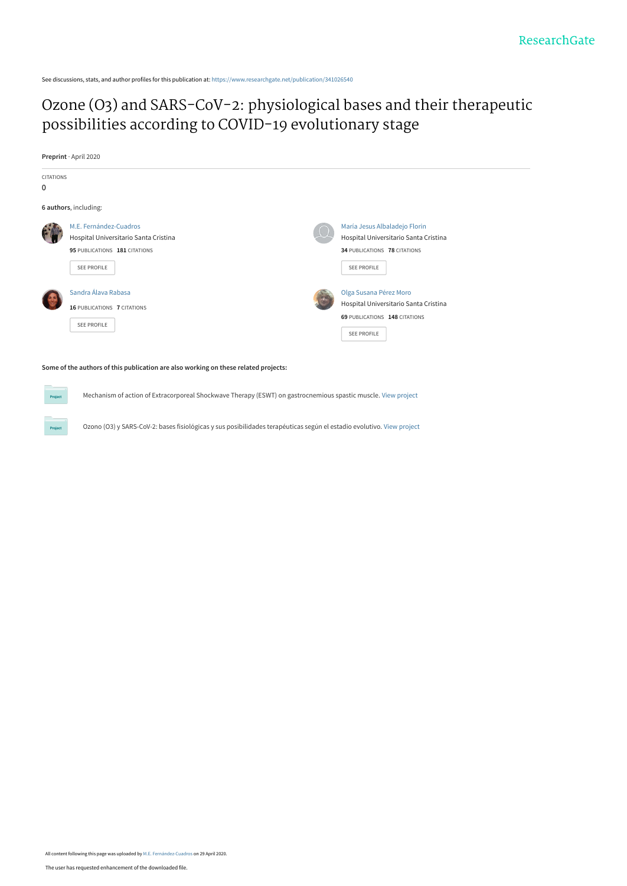See discussions, stats, and author profiles for this publication at: https://www.researchgate.net/publication/341026540

# Ozone (O3) and SARS-CoV-2: physiological bases and their therapeutic possibilities according to COVID-19 evolutionary stage

**Preprint** · April 2020

CITATIONS

0

**6 authors**, including:

M.E. Fernández-Cuadros
Hospital Universitario Santa Cristina
**95** PUBLICATIONS **181** CITATIONS

SEE PROFILE

Maria Jesus Albaladejo Florin
Hospital Universitario Santa Cristina
**34** PUBLICATIONS **78** CITATIONS

SEE PROFILE

Sandra Álava Rabasa
**16** PUBLICATIONS **7** CITATIONS

SEE PROFILE

Olga Susana Pérez Moro
Hospital Universitario Santa Cristina
**69** PUBLICATIONS **148** CITATIONS

SEE PROFILE

**Some of the authors of this publication are also working on these related projects:**

Mechanism of action of Extracorporeal Shockwave Therapy (ESWT) on gastrocnemious spastic muscle. View project

Ozono (O3) y SARS-CoV-2: bases fisiológicas y sus posibilidades terapéuticas según el estadio evolutivo. View project

All content following this page was uploaded by M.E. Fernández-Cuadros on 29 April 2020.

The user has requested enhancement of the downloaded file.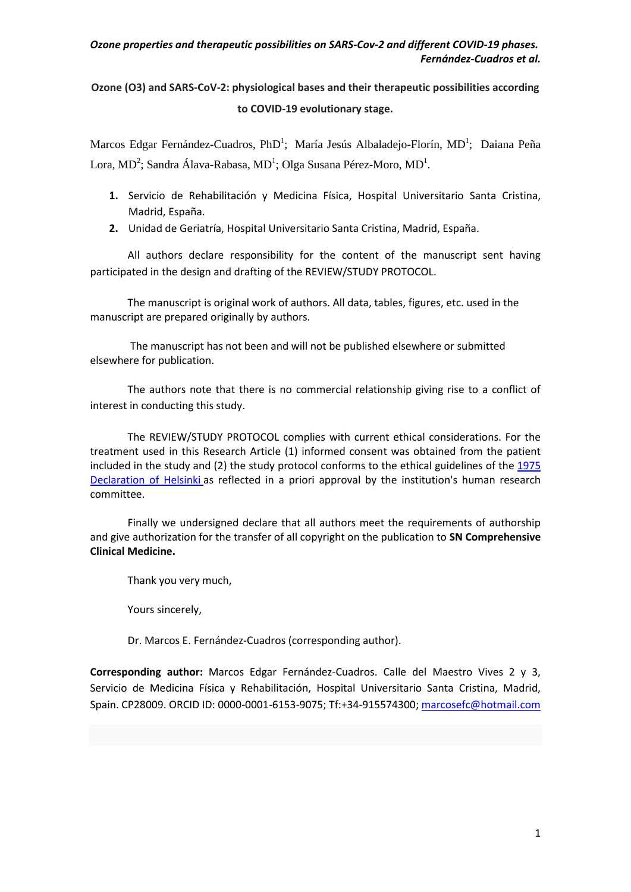**Ozone (O3) and SARS-CoV-2: physiological bases and their therapeutic possibilities according to COVID-19 evolutionary stage.**

Marcos Edgar Fernández-Cuadros, PhD[1]; María Jesús Albaladejo-Florín, MD[1]; Daiana Peña Lora, MD[2]; Sandra Álava-Rabasa, MD[1]; Olga Susana Pérez-Moro, MD[1].

1. Servicio de Rehabilitación y Medicina Física, Hospital Universitario Santa Cristina, Madrid, España.
2. Unidad de Geriatría, Hospital Universitario Santa Cristina, Madrid, España.

All authors declare responsibility for the content of the manuscript sent having participated in the design and drafting of the REVIEW/STUDY PROTOCOL.

The manuscript is original work of authors. All data, tables, figures, etc. used in the manuscript are prepared originally by authors.

The manuscript has not been and will not be published elsewhere or submitted elsewhere for publication.

The authors note that there is no commercial relationship giving rise to a conflict of interest in conducting this study.

The REVIEW/STUDY PROTOCOL complies with current ethical considerations. For the treatment used in this Research Article (1) informed consent was obtained from the patient included in the study and (2) the study protocol conforms to the ethical guidelines of the 1975 Declaration of Helsinki as reflected in a priori approval by the institution's human research committee.

Finally we undersigned declare that all authors meet the requirements of authorship and give authorization for the transfer of all copyright on the publication to **SN Comprehensive Clinical Medicine.**

Thank you very much,

Yours sincerely,

Dr. Marcos E. Fernández-Cuadros (corresponding author).

**Corresponding author:** Marcos Edgar Fernández-Cuadros. Calle del Maestro Vives 2 y 3, Servicio de Medicina Física y Rehabilitación, Hospital Universitario Santa Cristina, Madrid, Spain. CP28009. ORCID ID: 0000-0001-6153-9075; Tf:+34-915574300; marcosefc@hotmail.com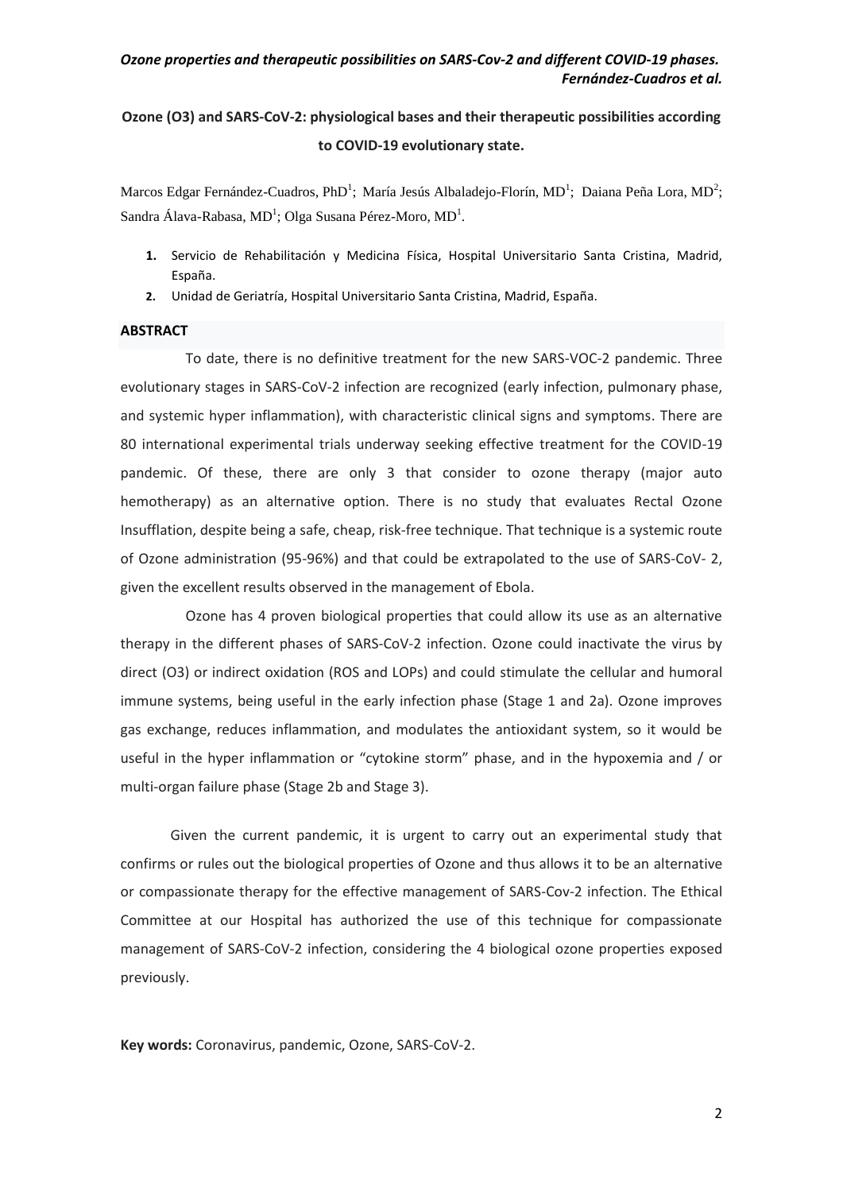**Ozone (O3) and SARS-CoV-2: physiological bases and their therapeutic possibilities according to COVID-19 evolutionary state.**

Marcos Edgar Fernández-Cuadros, PhD[1]; María Jesús Albaladejo-Florín, MD[1]; Daiana Peña Lora, MD[2]; Sandra Álava-Rabasa, MD[1]; Olga Susana Pérez-Moro, MD[1].

1. Servicio de Rehabilitación y Medicina Física, Hospital Universitario Santa Cristina, Madrid, España.
2. Unidad de Geriatría, Hospital Universitario Santa Cristina, Madrid, España.

## ABSTRACT

To date, there is no definitive treatment for the new SARS-VOC-2 pandemic. Three evolutionary stages in SARS-CoV-2 infection are recognized (early infection, pulmonary phase, and systemic hyper inflammation), with characteristic clinical signs and symptoms. There are 80 international experimental trials underway seeking effective treatment for the COVID-19 pandemic. Of these, there are only 3 that consider to ozone therapy (major auto hemotherapy) as an alternative option. There is no study that evaluates Rectal Ozone Insufflation, despite being a safe, cheap, risk-free technique. That technique is a systemic route of Ozone administration (95-96%) and that could be extrapolated to the use of SARS-CoV- 2, given the excellent results observed in the management of Ebola.

Ozone has 4 proven biological properties that could allow its use as an alternative therapy in the different phases of SARS-CoV-2 infection. Ozone could inactivate the virus by direct (O3) or indirect oxidation (ROS and LOPs) and could stimulate the cellular and humoral immune systems, being useful in the early infection phase (Stage 1 and 2a). Ozone improves gas exchange, reduces inflammation, and modulates the antioxidant system, so it would be useful in the hyper inflammation or "cytokine storm" phase, and in the hypoxemia and / or multi-organ failure phase (Stage 2b and Stage 3).

Given the current pandemic, it is urgent to carry out an experimental study that confirms or rules out the biological properties of Ozone and thus allows it to be an alternative or compassionate therapy for the effective management of SARS-Cov-2 infection. The Ethical Committee at our Hospital has authorized the use of this technique for compassionate management of SARS-CoV-2 infection, considering the 4 biological ozone properties exposed previously.

**Key words:** Coronavirus, pandemic, Ozone, SARS-CoV-2.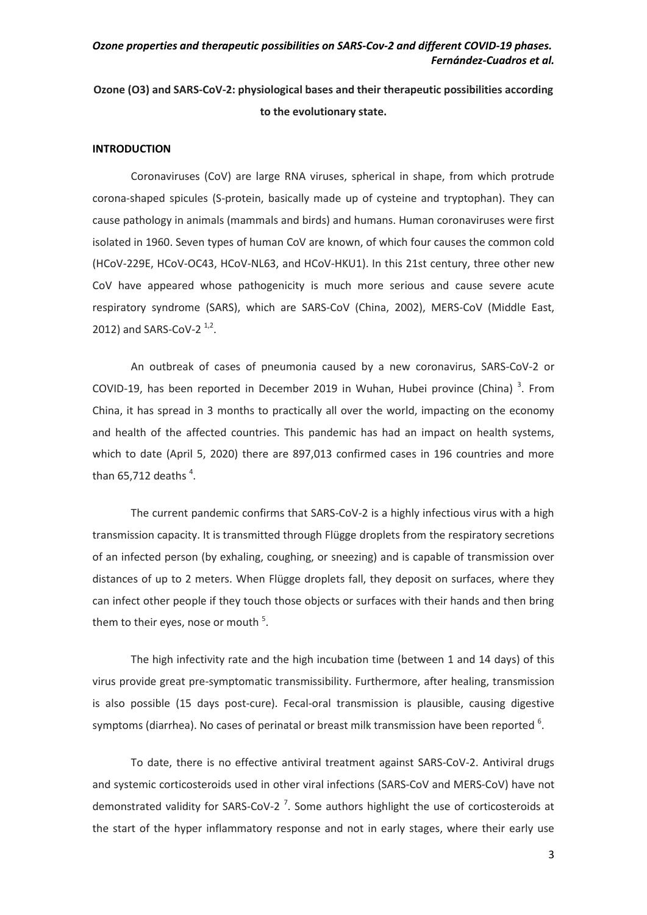**Ozone (O3) and SARS-CoV-2: physiological bases and their therapeutic possibilities according to the evolutionary state.**

**INTRODUCTION**

Coronaviruses (CoV) are large RNA viruses, spherical in shape, from which protrude corona-shaped spicules (S-protein, basically made up of cysteine and tryptophan). They can cause pathology in animals (mammals and birds) and humans. Human coronaviruses were first isolated in 1960. Seven types of human CoV are known, of which four causes the common cold (HCoV-229E, HCoV-OC43, HCoV-NL63, and HCoV-HKU1). In this 21st century, three other new CoV have appeared whose pathogenicity is much more serious and cause severe acute respiratory syndrome (SARS), which are SARS-CoV (China, 2002), MERS-CoV (Middle East, 2012) and SARS-CoV-2 [1,2].

An outbreak of cases of pneumonia caused by a new coronavirus, SARS-CoV-2 or COVID-19, has been reported in December 2019 in Wuhan, Hubei province (China) [3]. From China, it has spread in 3 months to practically all over the world, impacting on the economy and health of the affected countries. This pandemic has had an impact on health systems, which to date (April 5, 2020) there are 897,013 confirmed cases in 196 countries and more than 65,712 deaths [4].

The current pandemic confirms that SARS-CoV-2 is a highly infectious virus with a high transmission capacity. It is transmitted through Flügge droplets from the respiratory secretions of an infected person (by exhaling, coughing, or sneezing) and is capable of transmission over distances of up to 2 meters. When Flügge droplets fall, they deposit on surfaces, where they can infect other people if they touch those objects or surfaces with their hands and then bring them to their eyes, nose or mouth [5].

The high infectivity rate and the high incubation time (between 1 and 14 days) of this virus provide great pre-symptomatic transmissibility. Furthermore, after healing, transmission is also possible (15 days post-cure). Fecal-oral transmission is plausible, causing digestive symptoms (diarrhea). No cases of perinatal or breast milk transmission have been reported [6].

To date, there is no effective antiviral treatment against SARS-CoV-2. Antiviral drugs and systemic corticosteroids used in other viral infections (SARS-CoV and MERS-CoV) have not demonstrated validity for SARS-CoV-2 [7]. Some authors highlight the use of corticosteroids at the start of the hyper inflammatory response and not in early stages, where their early use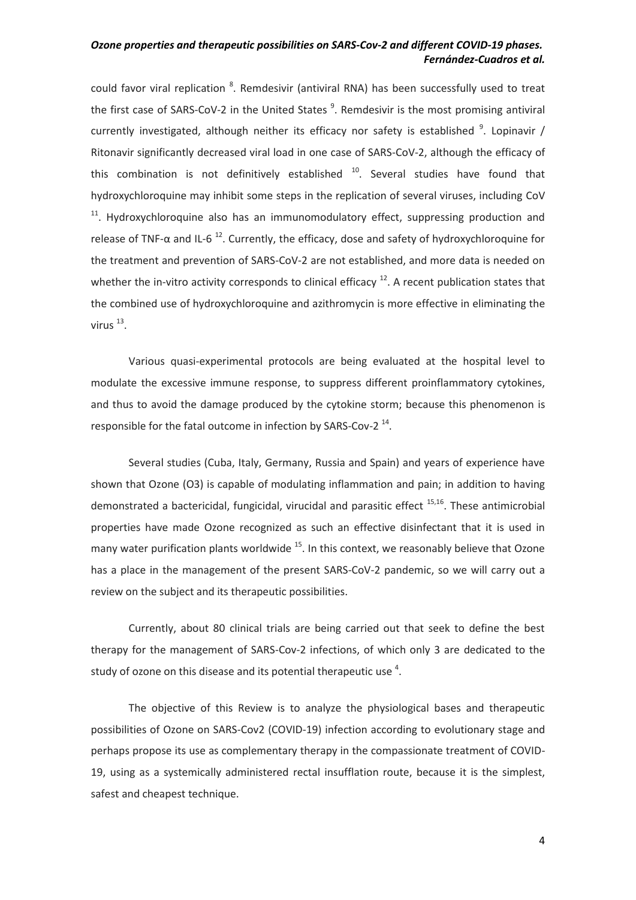could favor viral replication [8]. Remdesivir (antiviral RNA) has been successfully used to treat the first case of SARS-CoV-2 in the United States [9]. Remdesivir is the most promising antiviral currently investigated, although neither its efficacy nor safety is established [9]. Lopinavir / Ritonavir significantly decreased viral load in one case of SARS-CoV-2, although the efficacy of this combination is not definitively established [10]. Several studies have found that hydroxychloroquine may inhibit some steps in the replication of several viruses, including CoV [11]. Hydroxychloroquine also has an immunomodulatory effect, suppressing production and release of TNF-α and IL-6 [12]. Currently, the efficacy, dose and safety of hydroxychloroquine for the treatment and prevention of SARS-CoV-2 are not established, and more data is needed on whether the in-vitro activity corresponds to clinical efficacy [12]. A recent publication states that the combined use of hydroxychloroquine and azithromycin is more effective in eliminating the virus [13].

Various quasi-experimental protocols are being evaluated at the hospital level to modulate the excessive immune response, to suppress different proinflammatory cytokines, and thus to avoid the damage produced by the cytokine storm; because this phenomenon is responsible for the fatal outcome in infection by SARS-Cov-2 [14].

Several studies (Cuba, Italy, Germany, Russia and Spain) and years of experience have shown that Ozone (O3) is capable of modulating inflammation and pain; in addition to having demonstrated a bactericidal, fungicidal, virucidal and parasitic effect [15,16]. These antimicrobial properties have made Ozone recognized as such an effective disinfectant that it is used in many water purification plants worldwide [15]. In this context, we reasonably believe that Ozone has a place in the management of the present SARS-CoV-2 pandemic, so we will carry out a review on the subject and its therapeutic possibilities.

Currently, about 80 clinical trials are being carried out that seek to define the best therapy for the management of SARS-Cov-2 infections, of which only 3 are dedicated to the study of ozone on this disease and its potential therapeutic use [4].

The objective of this Review is to analyze the physiological bases and therapeutic possibilities of Ozone on SARS-Cov2 (COVID-19) infection according to evolutionary stage and perhaps propose its use as complementary therapy in the compassionate treatment of COVID-19, using as a systemically administered rectal insufflation route, because it is the simplest, safest and cheapest technique.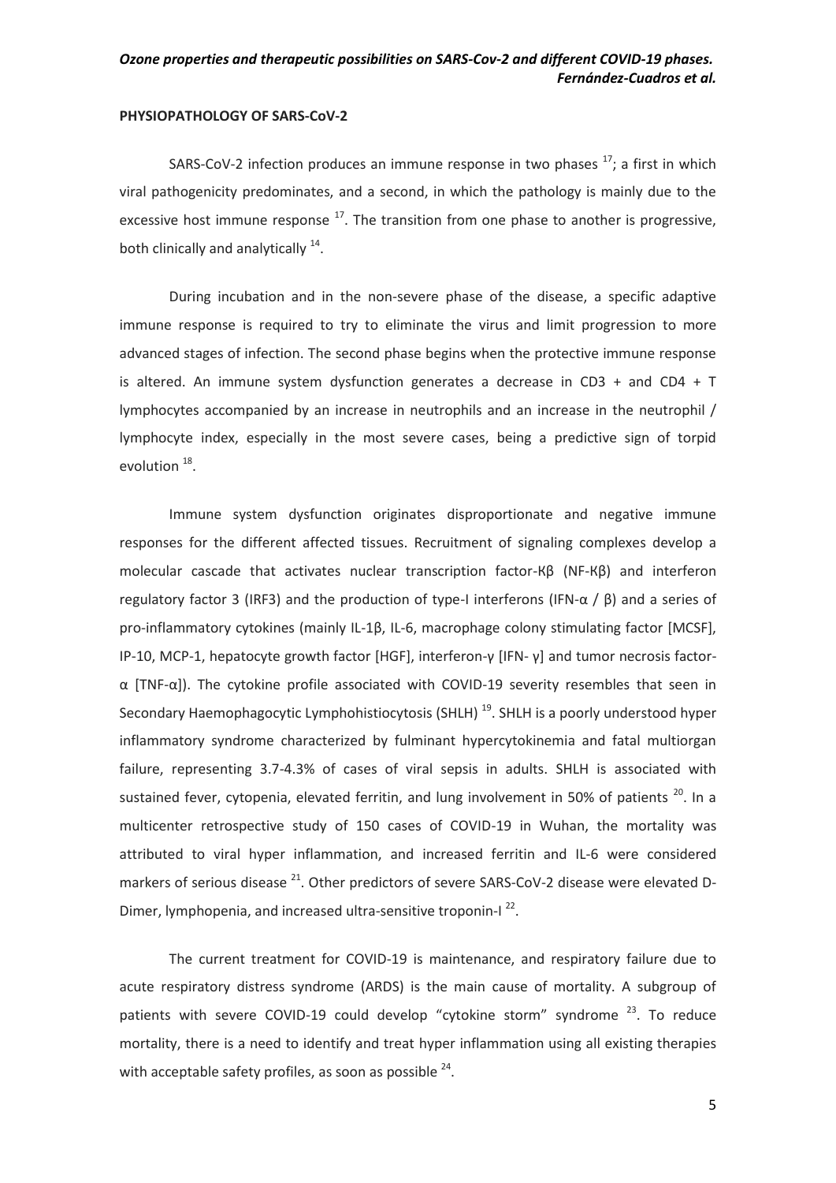**PHYSIOPATHOLOGY OF SARS-CoV-2**

SARS-CoV-2 infection produces an immune response in two phases [17]; a first in which viral pathogenicity predominates, and a second, in which the pathology is mainly due to the excessive host immune response [17]. The transition from one phase to another is progressive, both clinically and analytically [14].

During incubation and in the non-severe phase of the disease, a specific adaptive immune response is required to try to eliminate the virus and limit progression to more advanced stages of infection. The second phase begins when the protective immune response is altered. An immune system dysfunction generates a decrease in CD3 + and CD4 + T lymphocytes accompanied by an increase in neutrophils and an increase in the neutrophil / lymphocyte index, especially in the most severe cases, being a predictive sign of torpid evolution [18].

Immune system dysfunction originates disproportionate and negative immune responses for the different affected tissues. Recruitment of signaling complexes develop a molecular cascade that activates nuclear transcription factor-Κβ (NF-Κβ) and interferon regulatory factor 3 (IRF3) and the production of type-I interferons (IFN-α / β) and a series of pro-inflammatory cytokines (mainly IL-1β, IL-6, macrophage colony stimulating factor [MCSF], IP-10, MCP-1, hepatocyte growth factor [HGF], interferon-γ [IFN- γ] and tumor necrosis factor-α [TNF-α]). The cytokine profile associated with COVID-19 severity resembles that seen in Secondary Haemophagocytic Lymphohistiocytosis (SHLH) [19]. SHLH is a poorly understood hyper inflammatory syndrome characterized by fulminant hypercytokinemia and fatal multiorgan failure, representing 3.7-4.3% of cases of viral sepsis in adults. SHLH is associated with sustained fever, cytopenia, elevated ferritin, and lung involvement in 50% of patients [20]. In a multicenter retrospective study of 150 cases of COVID-19 in Wuhan, the mortality was attributed to viral hyper inflammation, and increased ferritin and IL-6 were considered markers of serious disease [21]. Other predictors of severe SARS-CoV-2 disease were elevated D-Dimer, lymphopenia, and increased ultra-sensitive troponin-I [22].

The current treatment for COVID-19 is maintenance, and respiratory failure due to acute respiratory distress syndrome (ARDS) is the main cause of mortality. A subgroup of patients with severe COVID-19 could develop "cytokine storm" syndrome [23]. To reduce mortality, there is a need to identify and treat hyper inflammation using all existing therapies with acceptable safety profiles, as soon as possible [24].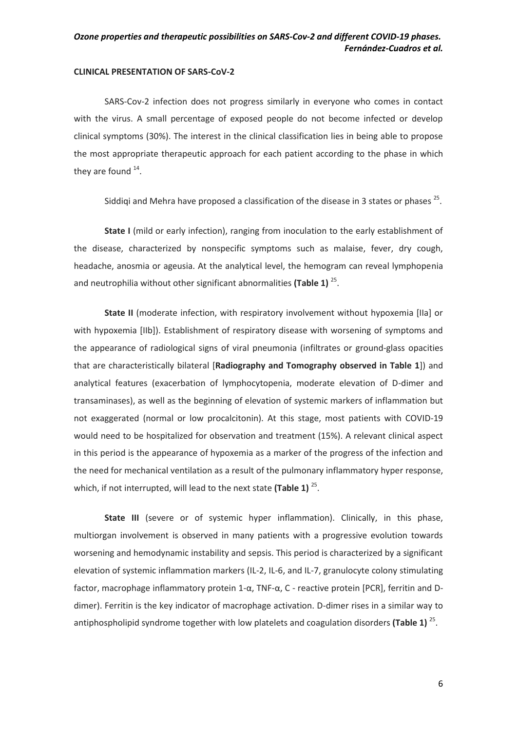**CLINICAL PRESENTATION OF SARS-CoV-2**

SARS-Cov-2 infection does not progress similarly in everyone who comes in contact with the virus. A small percentage of exposed people do not become infected or develop clinical symptoms (30%). The interest in the clinical classification lies in being able to propose the most appropriate therapeutic approach for each patient according to the phase in which they are found [14].

Siddiqi and Mehra have proposed a classification of the disease in 3 states or phases [25].

**State I** (mild or early infection), ranging from inoculation to the early establishment of the disease, characterized by nonspecific symptoms such as malaise, fever, dry cough, headache, anosmia or ageusia. At the analytical level, the hemogram can reveal lymphopenia and neutrophilia without other significant abnormalities **(Table 1)** [25].

**State II** (moderate infection, with respiratory involvement without hypoxemia [IIa] or with hypoxemia [IIb]). Establishment of respiratory disease with worsening of symptoms and the appearance of radiological signs of viral pneumonia (infiltrates or ground-glass opacities that are characteristically bilateral [**Radiography and Tomography observed in Table 1**]) and analytical features (exacerbation of lymphocytopenia, moderate elevation of D-dimer and transaminases), as well as the beginning of elevation of systemic markers of inflammation but not exaggerated (normal or low procalcitonin). At this stage, most patients with COVID-19 would need to be hospitalized for observation and treatment (15%). A relevant clinical aspect in this period is the appearance of hypoxemia as a marker of the progress of the infection and the need for mechanical ventilation as a result of the pulmonary inflammatory hyper response, which, if not interrupted, will lead to the next state **(Table 1)** [25].

**State III** (severe or of systemic hyper inflammation). Clinically, in this phase, multiorgan involvement is observed in many patients with a progressive evolution towards worsening and hemodynamic instability and sepsis. This period is characterized by a significant elevation of systemic inflammation markers (IL-2, IL-6, and IL-7, granulocyte colony stimulating factor, macrophage inflammatory protein 1-α, TNF-α, C - reactive protein [PCR], ferritin and D-dimer). Ferritin is the key indicator of macrophage activation. D-dimer rises in a similar way to antiphospholipid syndrome together with low platelets and coagulation disorders **(Table 1)** [25].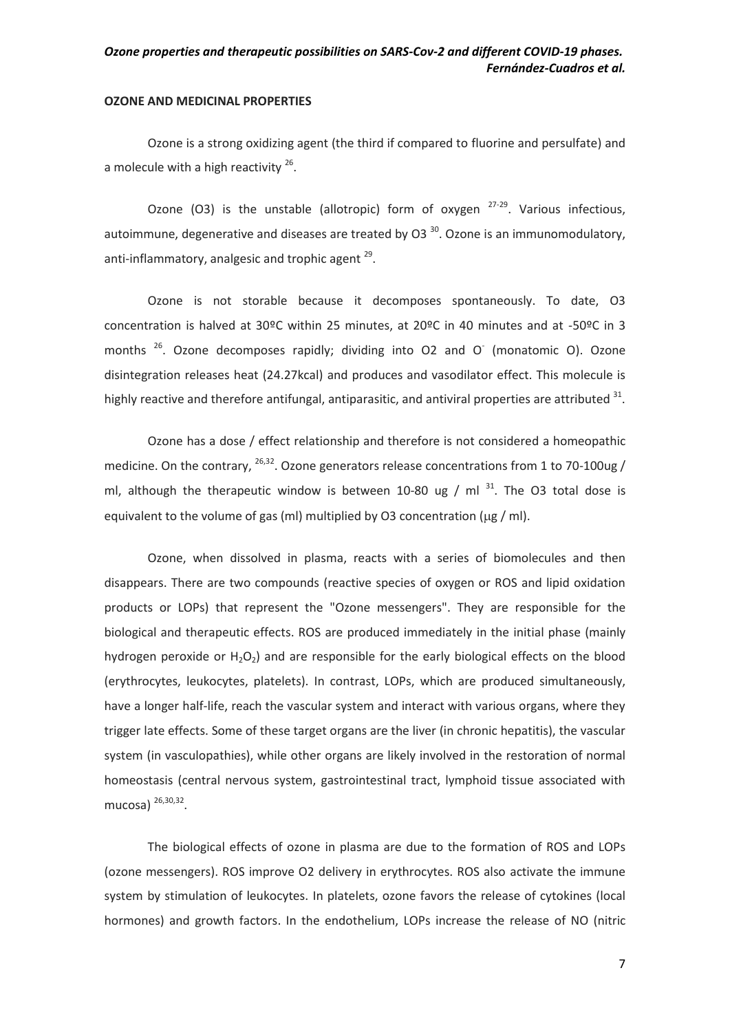### OZONE AND MEDICINAL PROPERTIES

Ozone is a strong oxidizing agent (the third if compared to fluorine and persulfate) and a molecule with a high reactivity [26].

Ozone (O3) is the unstable (allotropic) form of oxygen [27-29]. Various infectious, autoimmune, degenerative and diseases are treated by O3 [30]. Ozone is an immunomodulatory, anti-inflammatory, analgesic and trophic agent [29].

Ozone is not storable because it decomposes spontaneously. To date, O3 concentration is halved at 30ºC within 25 minutes, at 20ºC in 40 minutes and at -50ºC in 3 months [26]. Ozone decomposes rapidly; dividing into O2 and $O^-$ (monatomic O). Ozone disintegration releases heat (24.27kcal) and produces and vasodilator effect. This molecule is highly reactive and therefore antifungal, antiparasitic, and antiviral properties are attributed [31].

Ozone has a dose / effect relationship and therefore is not considered a homeopathic medicine. On the contrary, [26,32]. Ozone generators release concentrations from 1 to 70-100ug / ml, although the therapeutic window is between 10-80 ug / ml [31]. The O3 total dose is equivalent to the volume of gas (ml) multiplied by O3 concentration (μg / ml).

Ozone, when dissolved in plasma, reacts with a series of biomolecules and then disappears. There are two compounds (reactive species of oxygen or ROS and lipid oxidation products or LOPs) that represent the "Ozone messengers". They are responsible for the biological and therapeutic effects. ROS are produced immediately in the initial phase (mainly hydrogen peroxide or $H_2O_2$) and are responsible for the early biological effects on the blood (erythrocytes, leukocytes, platelets). In contrast, LOPs, which are produced simultaneously, have a longer half-life, reach the vascular system and interact with various organs, where they trigger late effects. Some of these target organs are the liver (in chronic hepatitis), the vascular system (in vasculopathies), while other organs are likely involved in the restoration of normal homeostasis (central nervous system, gastrointestinal tract, lymphoid tissue associated with mucosa) [26,30,32].

The biological effects of ozone in plasma are due to the formation of ROS and LOPs (ozone messengers). ROS improve O2 delivery in erythrocytes. ROS also activate the immune system by stimulation of leukocytes. In platelets, ozone favors the release of cytokines (local hormones) and growth factors. In the endothelium, LOPs increase the release of NO (nitric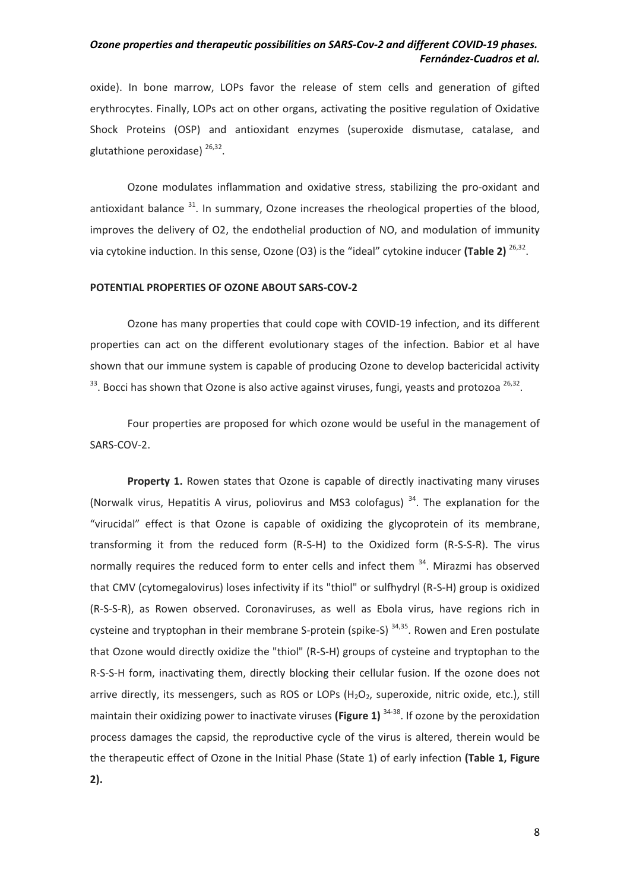oxide). In bone marrow, LOPs favor the release of stem cells and generation of gifted erythrocytes. Finally, LOPs act on other organs, activating the positive regulation of Oxidative Shock Proteins (OSP) and antioxidant enzymes (superoxide dismutase, catalase, and glutathione peroxidase) [26,32].

Ozone modulates inflammation and oxidative stress, stabilizing the pro-oxidant and antioxidant balance [31]. In summary, Ozone increases the rheological properties of the blood, improves the delivery of O2, the endothelial production of NO, and modulation of immunity via cytokine induction. In this sense, Ozone (O3) is the "ideal" cytokine inducer **(Table 2)** [26,32].

## POTENTIAL PROPERTIES OF OZONE ABOUT SARS-COV-2

Ozone has many properties that could cope with COVID-19 infection, and its different properties can act on the different evolutionary stages of the infection. Babior et al have shown that our immune system is capable of producing Ozone to develop bactericidal activity [33]. Bocci has shown that Ozone is also active against viruses, fungi, yeasts and protozoa [26,32].

Four properties are proposed for which ozone would be useful in the management of SARS-COV-2.

**Property 1.** Rowen states that Ozone is capable of directly inactivating many viruses (Norwalk virus, Hepatitis A virus, poliovirus and MS3 colofagus) [34]. The explanation for the "virucidal" effect is that Ozone is capable of oxidizing the glycoprotein of its membrane, transforming it from the reduced form (R-S-H) to the Oxidized form (R-S-S-R). The virus normally requires the reduced form to enter cells and infect them [34]. Mirazmi has observed that CMV (cytomegalovirus) loses infectivity if its "thiol" or sulfhydryl (R-S-H) group is oxidized (R-S-S-R), as Rowen observed. Coronaviruses, as well as Ebola virus, have regions rich in cysteine and tryptophan in their membrane S-protein (spike-S) [34,35]. Rowen and Eren postulate that Ozone would directly oxidize the "thiol" (R-S-H) groups of cysteine and tryptophan to the R-S-S-H form, inactivating them, directly blocking their cellular fusion. If the ozone does not arrive directly, its messengers, such as ROS or LOPs ($H_2O_2$, superoxide, nitric oxide, etc.), still maintain their oxidizing power to inactivate viruses **(Figure 1)** [34-38]. If ozone by the peroxidation process damages the capsid, the reproductive cycle of the virus is altered, therein would be the therapeutic effect of Ozone in the Initial Phase (State 1) of early infection **(Table 1, Figure 2).**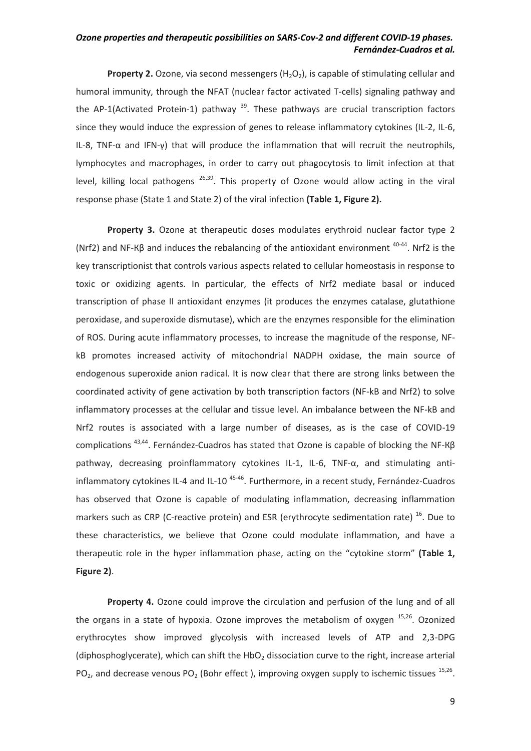**Property 2.** Ozone, via second messengers ($H_2O_2$), is capable of stimulating cellular and humoral immunity, through the NFAT (nuclear factor activated T-cells) signaling pathway and the AP-1(Activated Protein-1) pathway [39]. These pathways are crucial transcription factors since they would induce the expression of genes to release inflammatory cytokines (IL-2, IL-6, IL-8, TNF-α and IFN-γ) that will produce the inflammation that will recruit the neutrophils, lymphocytes and macrophages, in order to carry out phagocytosis to limit infection at that level, killing local pathogens [26,39]. This property of Ozone would allow acting in the viral response phase (State 1 and State 2) of the viral infection **(Table 1, Figure 2).**

**Property 3.** Ozone at therapeutic doses modulates erythroid nuclear factor type 2 (Nrf2) and NF-Κβ and induces the rebalancing of the antioxidant environment [40-44]. Nrf2 is the key transcriptionist that controls various aspects related to cellular homeostasis in response to toxic or oxidizing agents. In particular, the effects of Nrf2 mediate basal or induced transcription of phase II antioxidant enzymes (it produces the enzymes catalase, glutathione peroxidase, and superoxide dismutase), which are the enzymes responsible for the elimination of ROS. During acute inflammatory processes, to increase the magnitude of the response, NF-kB promotes increased activity of mitochondrial NADPH oxidase, the main source of endogenous superoxide anion radical. It is now clear that there are strong links between the coordinated activity of gene activation by both transcription factors (NF-kB and Nrf2) to solve inflammatory processes at the cellular and tissue level. An imbalance between the NF-kB and Nrf2 routes is associated with a large number of diseases, as is the case of COVID-19 complications [43,44]. Fernández-Cuadros has stated that Ozone is capable of blocking the NF-Κβ pathway, decreasing proinflammatory cytokines IL-1, IL-6, TNF-α, and stimulating anti-inflammatory cytokines IL-4 and IL-10 [45-46]. Furthermore, in a recent study, Fernández-Cuadros has observed that Ozone is capable of modulating inflammation, decreasing inflammation markers such as CRP (C-reactive protein) and ESR (erythrocyte sedimentation rate) [16]. Due to these characteristics, we believe that Ozone could modulate inflammation, and have a therapeutic role in the hyper inflammation phase, acting on the "cytokine storm" **(Table 1, Figure 2)**.

**Property 4.** Ozone could improve the circulation and perfusion of the lung and of all the organs in a state of hypoxia. Ozone improves the metabolism of oxygen [15,26]. Ozonized erythrocytes show improved glycolysis with increased levels of ATP and 2,3-DPG (diphosphoglycerate), which can shift the $HbO_2$ dissociation curve to the right, increase arterial $PO_2$, and decrease venous $PO_2$ (Bohr effect ), improving oxygen supply to ischemic tissues [15,26].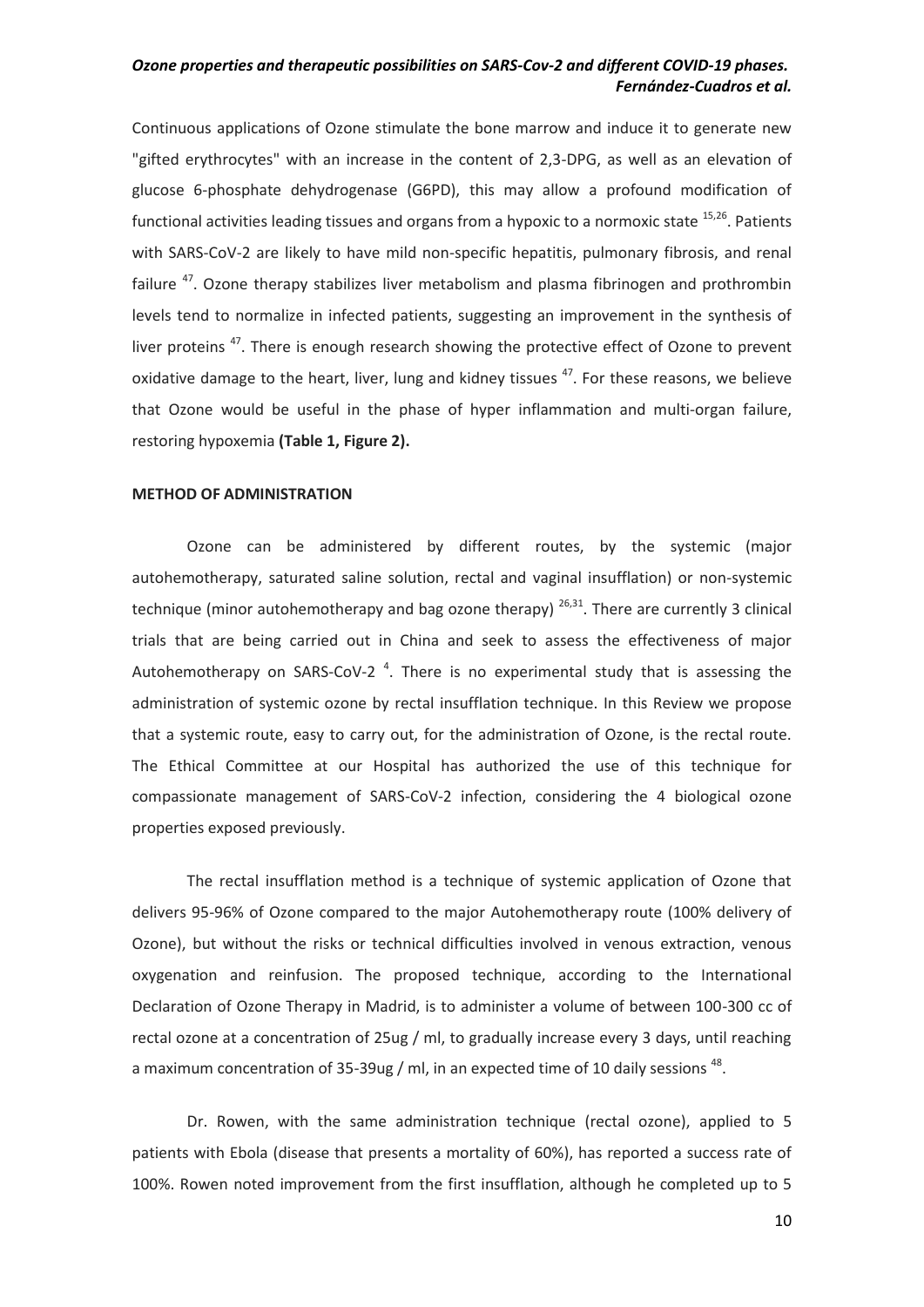Continuous applications of Ozone stimulate the bone marrow and induce it to generate new "gifted erythrocytes" with an increase in the content of 2,3-DPG, as well as an elevation of glucose 6-phosphate dehydrogenase (G6PD), this may allow a profound modification of functional activities leading tissues and organs from a hypoxic to a normoxic state [15,26]. Patients with SARS-CoV-2 are likely to have mild non-specific hepatitis, pulmonary fibrosis, and renal failure [47]. Ozone therapy stabilizes liver metabolism and plasma fibrinogen and prothrombin levels tend to normalize in infected patients, suggesting an improvement in the synthesis of liver proteins [47]. There is enough research showing the protective effect of Ozone to prevent oxidative damage to the heart, liver, lung and kidney tissues [47]. For these reasons, we believe that Ozone would be useful in the phase of hyper inflammation and multi-organ failure, restoring hypoxemia **(Table 1, Figure 2).**

## METHOD OF ADMINISTRATION

Ozone can be administered by different routes, by the systemic (major autohemotherapy, saturated saline solution, rectal and vaginal insufflation) or non-systemic technique (minor autohemotherapy and bag ozone therapy) [26,31]. There are currently 3 clinical trials that are being carried out in China and seek to assess the effectiveness of major Autohemotherapy on SARS-CoV-2 [4]. There is no experimental study that is assessing the administration of systemic ozone by rectal insufflation technique. In this Review we propose that a systemic route, easy to carry out, for the administration of Ozone, is the rectal route. The Ethical Committee at our Hospital has authorized the use of this technique for compassionate management of SARS-CoV-2 infection, considering the 4 biological ozone properties exposed previously.

The rectal insufflation method is a technique of systemic application of Ozone that delivers 95-96% of Ozone compared to the major Autohemotherapy route (100% delivery of Ozone), but without the risks or technical difficulties involved in venous extraction, venous oxygenation and reinfusion. The proposed technique, according to the International Declaration of Ozone Therapy in Madrid, is to administer a volume of between 100-300 cc of rectal ozone at a concentration of 25ug / ml, to gradually increase every 3 days, until reaching a maximum concentration of 35-39ug / ml, in an expected time of 10 daily sessions [48].

Dr. Rowen, with the same administration technique (rectal ozone), applied to 5 patients with Ebola (disease that presents a mortality of 60%), has reported a success rate of 100%. Rowen noted improvement from the first insufflation, although he completed up to 5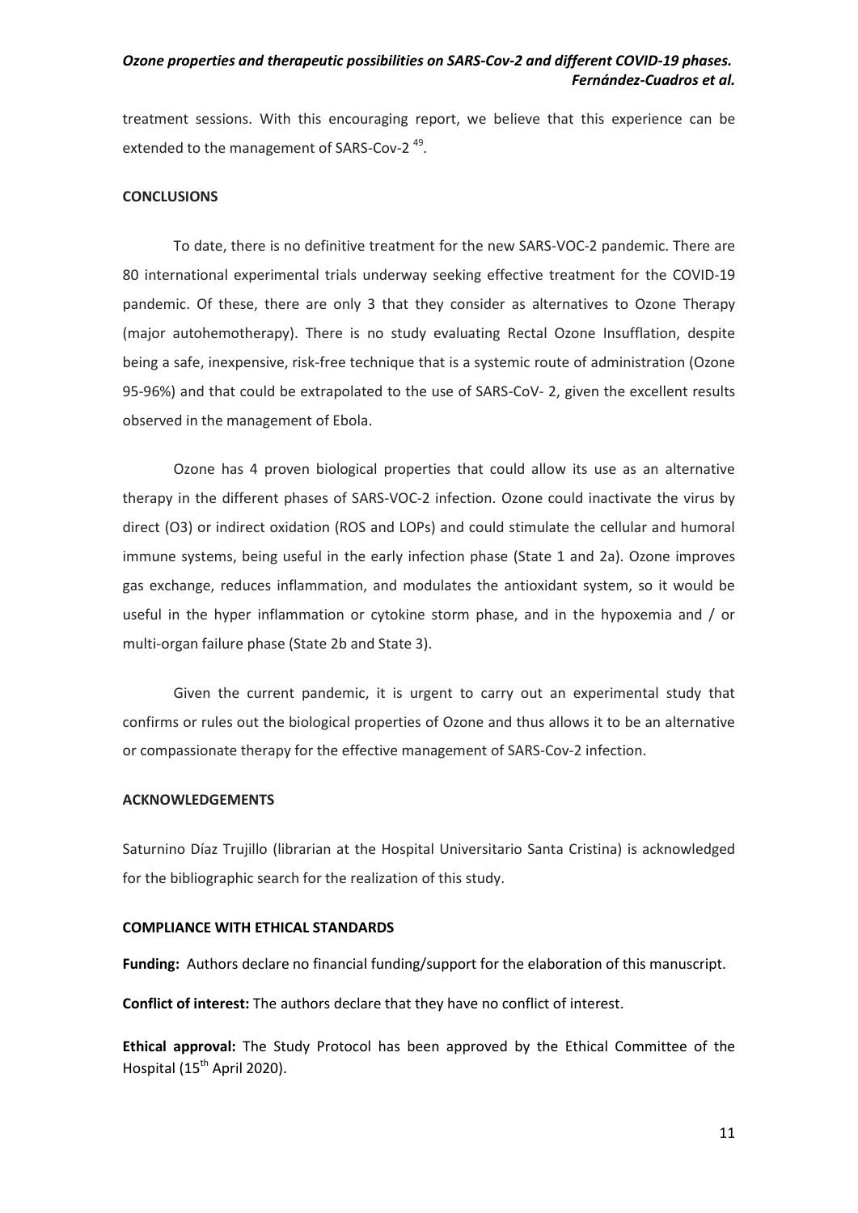treatment sessions. With this encouraging report, we believe that this experience can be extended to the management of SARS-Cov-2 [49].

## CONCLUSIONS

To date, there is no definitive treatment for the new SARS-VOC-2 pandemic. There are 80 international experimental trials underway seeking effective treatment for the COVID-19 pandemic. Of these, there are only 3 that they consider as alternatives to Ozone Therapy (major autohemotherapy). There is no study evaluating Rectal Ozone Insufflation, despite being a safe, inexpensive, risk-free technique that is a systemic route of administration (Ozone 95-96%) and that could be extrapolated to the use of SARS-CoV- 2, given the excellent results observed in the management of Ebola.

Ozone has 4 proven biological properties that could allow its use as an alternative therapy in the different phases of SARS-VOC-2 infection. Ozone could inactivate the virus by direct ($O_3$) or indirect oxidation (ROS and LOPs) and could stimulate the cellular and humoral immune systems, being useful in the early infection phase (State 1 and 2a). Ozone improves gas exchange, reduces inflammation, and modulates the antioxidant system, so it would be useful in the hyper inflammation or cytokine storm phase, and in the hypoxemia and / or multi-organ failure phase (State 2b and State 3).

Given the current pandemic, it is urgent to carry out an experimental study that confirms or rules out the biological properties of Ozone and thus allows it to be an alternative or compassionate therapy for the effective management of SARS-Cov-2 infection.

## ACKNOWLEDGEMENTS

Saturnino Díaz Trujillo (librarian at the Hospital Universitario Santa Cristina) is acknowledged for the bibliographic search for the realization of this study.

## COMPLIANCE WITH ETHICAL STANDARDS

**Funding:** Authors declare no financial funding/support for the elaboration of this manuscript.

**Conflict of interest:** The authors declare that they have no conflict of interest.

**Ethical approval:** The Study Protocol has been approved by the Ethical Committee of the Hospital (15th April 2020).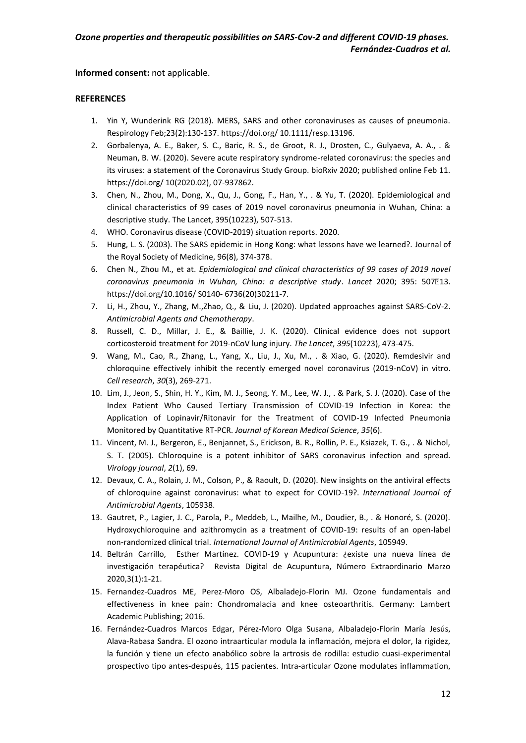**Informed consent:** not applicable.

## REFERENCES

1. Yin Y, Wunderink RG (2018). MERS, SARS and other coronaviruses as causes of pneumonia. Respirology Feb;23(2):130-137. https://doi.org/ 10.1111/resp.13196.
2. Gorbalenya, A. E., Baker, S. C., Baric, R. S., de Groot, R. J., Drosten, C., Gulyaeva, A. A., . & Neuman, B. W. (2020). Severe acute respiratory syndrome-related coronavirus: the species and its viruses: a statement of the Coronavirus Study Group. bioRxiv 2020; published online Feb 11. https://doi.org/ 10(2020.02), 07-937862.
3. Chen, N., Zhou, M., Dong, X., Qu, J., Gong, F., Han, Y., . & Yu, T. (2020). Epidemiological and clinical characteristics of 99 cases of 2019 novel coronavirus pneumonia in Wuhan, China: a descriptive study. The Lancet, 395(10223), 507-513.
4. WHO. Coronavirus disease (COVID-2019) situation reports. 2020.
5. Hung, L. S. (2003). The SARS epidemic in Hong Kong: what lessons have we learned?. Journal of the Royal Society of Medicine, 96(8), 374-378.
6. Chen N., Zhou M., et at. *Epidemiological and clinical characteristics of 99 cases of 2019 novel coronavirus pneumonia in Wuhan, China: a descriptive study*. *Lancet* 2020; 395: 507�13. https://doi.org/10.1016/ S0140- 6736(20)30211-7.
7. Li, H., Zhou, Y., Zhang, M.,Zhao, Q., & Liu, J. (2020). Updated approaches against SARS-CoV-2. *Antimicrobial Agents and Chemotherapy*.
8. Russell, C. D., Millar, J. E., & Baillie, J. K. (2020). Clinical evidence does not support corticosteroid treatment for 2019-nCoV lung injury. *The Lancet*, *395*(10223), 473-475.
9. Wang, M., Cao, R., Zhang, L., Yang, X., Liu, J., Xu, M., . & Xiao, G. (2020). Remdesivir and chloroquine effectively inhibit the recently emerged novel coronavirus (2019-nCoV) in vitro. *Cell research*, *30*(3), 269-271.
10. Lim, J., Jeon, S., Shin, H. Y., Kim, M. J., Seong, Y. M., Lee, W. J., . & Park, S. J. (2020). Case of the Index Patient Who Caused Tertiary Transmission of COVID-19 Infection in Korea: the Application of Lopinavir/Ritonavir for the Treatment of COVID-19 Infected Pneumonia Monitored by Quantitative RT-PCR. *Journal of Korean Medical Science*, *35*(6).
11. Vincent, M. J., Bergeron, E., Benjannet, S., Erickson, B. R., Rollin, P. E., Ksiazek, T. G., . & Nichol, S. T. (2005). Chloroquine is a potent inhibitor of SARS coronavirus infection and spread. *Virology journal*, *2*(1), 69.
12. Devaux, C. A., Rolain, J. M., Colson, P., & Raoult, D. (2020). New insights on the antiviral effects of chloroquine against coronavirus: what to expect for COVID-19?. *International Journal of Antimicrobial Agents*, 105938.
13. Gautret, P., Lagier, J. C., Parola, P., Meddeb, L., Mailhe, M., Doudier, B., . & Honoré, S. (2020). Hydroxychloroquine and azithromycin as a treatment of COVID-19: results of an open-label non-randomized clinical trial. *International Journal of Antimicrobial Agents*, 105949.
14. Beltrán Carrillo, Esther Martínez. COVID-19 y Acupuntura: ¿existe una nueva línea de investigación terapéutica? Revista Digital de Acupuntura, Número Extraordinario Marzo 2020,3(1):1-21.
15. Fernandez-Cuadros ME, Perez-Moro OS, Albaladejo-Florin MJ. Ozone fundamentals and effectiveness in knee pain: Chondromalacia and knee osteoarthritis. Germany: Lambert Academic Publishing; 2016.
16. Fernández-Cuadros Marcos Edgar, Pérez-Moro Olga Susana, Albaladejo-Florin María Jesús, Alava-Rabasa Sandra. El ozono intraarticular modula la inflamación, mejora el dolor, la rigidez, la función y tiene un efecto anabólico sobre la artrosis de rodilla: estudio cuasi-experimental prospectivo tipo antes-después, 115 pacientes. Intra-articular Ozone modulates inflammation,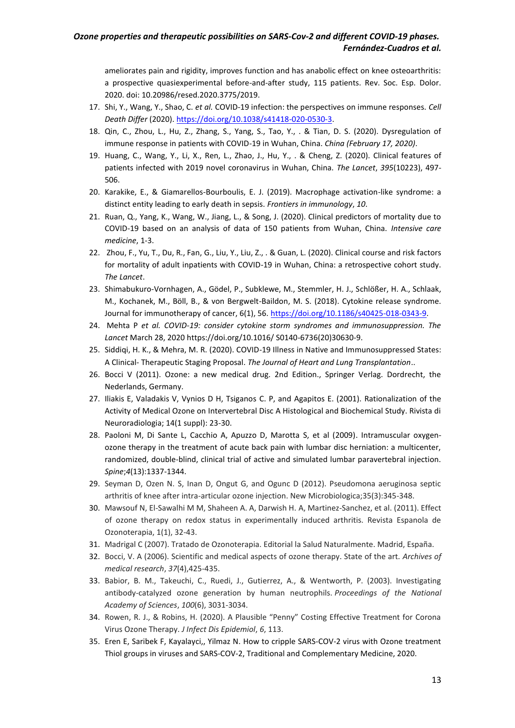ameliorates pain and rigidity, improves function and has anabolic effect on knee osteoarthritis: a prospective quasiexperimental before-and-after study, 115 patients. Rev. Soc. Esp. Dolor. 2020. doi: 10.20986/resed.2020.3775/2019.

17. Shi, Y., Wang, Y., Shao, C. *et al.* COVID-19 infection: the perspectives on immune responses. *Cell Death Differ* (2020). https://doi.org/10.1038/s41418-020-0530-3.
18. Qin, C., Zhou, L., Hu, Z., Zhang, S., Yang, S., Tao, Y., . & Tian, D. S. (2020). Dysregulation of immune response in patients with COVID-19 in Wuhan, China. *China (February 17, 2020)*.
19. Huang, C., Wang, Y., Li, X., Ren, L., Zhao, J., Hu, Y., . & Cheng, Z. (2020). Clinical features of patients infected with 2019 novel coronavirus in Wuhan, China. *The Lancet*, *395*(10223), 497-506.
20. Karakike, E., & Giamarellos-Bourboulis, E. J. (2019). Macrophage activation-like syndrome: a distinct entity leading to early death in sepsis. *Frontiers in immunology*, *10*.
21. Ruan, Q., Yang, K., Wang, W., Jiang, L., & Song, J. (2020). Clinical predictors of mortality due to COVID-19 based on an analysis of data of 150 patients from Wuhan, China. *Intensive care medicine*, 1-3.
22. Zhou, F., Yu, T., Du, R., Fan, G., Liu, Y., Liu, Z., . & Guan, L. (2020). Clinical course and risk factors for mortality of adult inpatients with COVID-19 in Wuhan, China: a retrospective cohort study. *The Lancet*.
23. Shimabukuro-Vornhagen, A., Gödel, P., Subklewe, M., Stemmler, H. J., Schlößer, H. A., Schlaak, M., Kochanek, M., Böll, B., & von Bergwelt-Baildon, M. S. (2018). Cytokine release syndrome. Journal for immunotherapy of cancer, 6(1), 56. https://doi.org/10.1186/s40425-018-0343-9.
24. Mehta P *et al. COVID-19: consider cytokine storm syndromes and immunosuppression. The Lancet* March 28, 2020 https://doi.org/10.1016/ S0140-6736(20)30630-9.
25. Siddiqi, H. K., & Mehra, M. R. (2020). COVID-19 Illness in Native and Immunosuppressed States: A Clinical- Therapeutic Staging Proposal. *The Journal of Heart and Lung Transplantation*..
26. Bocci V (2011). Ozone: a new medical drug. 2nd Edition., Springer Verlag. Dordrecht, the Nederlands, Germany.
27. Iliakis E, Valadakis V, Vynios D H, Tsiganos C. P, and Agapitos E. (2001). Rationalization of the Activity of Medical Ozone on Intervertebral Disc A Histological and Biochemical Study. Rivista di Neuroradiologia; 14(1 suppl): 23-30.
28. Paoloni M, Di Sante L, Cacchio A, Apuzzo D, Marotta S, et al (2009). Intramuscular oxygen-ozone therapy in the treatment of acute back pain with lumbar disc herniation: a multicenter, randomized, double-blind, clinical trial of active and simulated lumbar paravertebral injection. *Spine*;*4*(13):1337-1344.
29. Seyman D, Ozen N. S, Inan D, Ongut G, and Ogunc D (2012). Pseudomona aeruginosa septic arthritis of knee after intra-articular ozone injection. New Microbiologica;35(3):345-348.
30. Mawsouf N, El-Sawalhi M M, Shaheen A. A, Darwish H. A, Martinez-Sanchez, et al. (2011). Effect of ozone therapy on redox status in experimentally induced arthritis. Revista Espanola de Ozonoterapia, 1(1), 32-43.
31. Madrigal C (2007). Tratado de Ozonoterapia. Editorial la Salud Naturalmente. Madrid, España.
32. Bocci, V. A (2006). Scientific and medical aspects of ozone therapy. State of the art. *Archives of medical research*, *37*(4),425-435.
33. Babior, B. M., Takeuchi, C., Ruedi, J., Gutierrez, A., & Wentworth, P. (2003). Investigating antibody-catalyzed ozone generation by human neutrophils. *Proceedings of the National Academy of Sciences*, *100*(6), 3031-3034.
34. Rowen, R. J., & Robins, H. (2020). A Plausible "Penny" Costing Effective Treatment for Corona Virus Ozone Therapy. *J Infect Dis Epidemiol*, *6*, 113.
35. Eren E, Saribek F, Kayalayci,, Yilmaz N. How to cripple SARS-COV-2 virus with Ozone treatment Thiol groups in viruses and SARS-COV-2, Traditional and Complementary Medicine, 2020.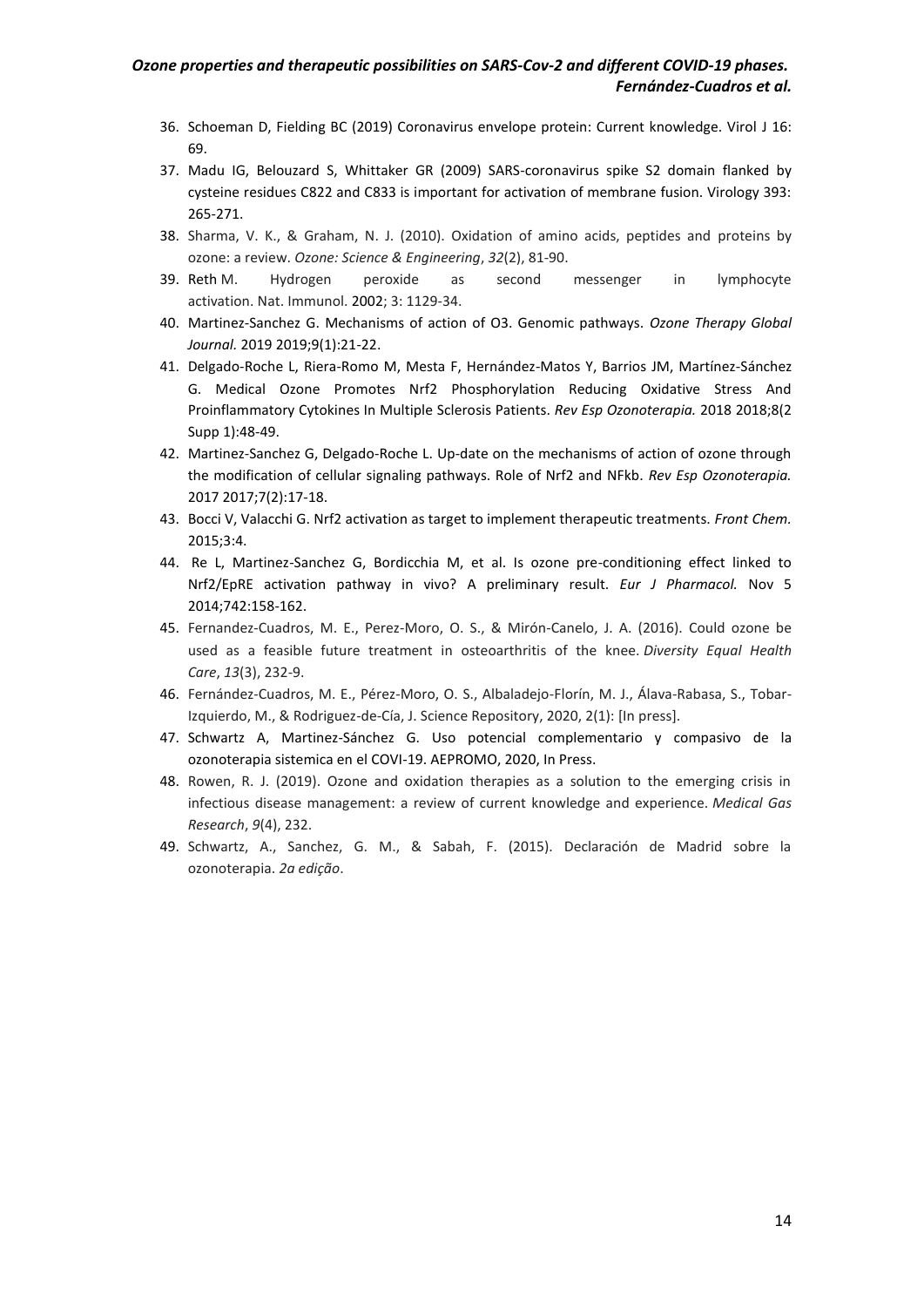36. Schoeman D, Fielding BC (2019) Coronavirus envelope protein: Current knowledge. Virol J 16: 69.
37. Madu IG, Belouzard S, Whittaker GR (2009) SARS-coronavirus spike S2 domain flanked by cysteine residues C822 and C833 is important for activation of membrane fusion. Virology 393: 265-271.
38. Sharma, V. K., & Graham, N. J. (2010). Oxidation of amino acids, peptides and proteins by ozone: a review. *Ozone: Science & Engineering*, *32*(2), 81-90.
39. Reth M. Hydrogen peroxide as second messenger in lymphocyte activation. Nat. Immunol. 2002; 3: 1129-34.
40. Martinez-Sanchez G. Mechanisms of action of O3. Genomic pathways. *Ozone Therapy Global Journal.* 2019 2019;9(1):21-22.
41. Delgado-Roche L, Riera-Romo M, Mesta F, Hernández-Matos Y, Barrios JM, Martínez-Sánchez G. Medical Ozone Promotes Nrf2 Phosphorylation Reducing Oxidative Stress And Proinflammatory Cytokines In Multiple Sclerosis Patients. *Rev Esp Ozonoterapia.* 2018 2018;8(2 Supp 1):48-49.
42. Martinez-Sanchez G, Delgado-Roche L. Up-date on the mechanisms of action of ozone through the modification of cellular signaling pathways. Role of Nrf2 and NFkb. *Rev Esp Ozonoterapia.* 2017 2017;7(2):17-18.
43. Bocci V, Valacchi G. Nrf2 activation as target to implement therapeutic treatments. *Front Chem.* 2015;3:4.
44. Re L, Martinez-Sanchez G, Bordicchia M, et al. Is ozone pre-conditioning effect linked to Nrf2/EpRE activation pathway in vivo? A preliminary result. *Eur J Pharmacol.* Nov 5 2014;742:158-162.
45. Fernandez-Cuadros, M. E., Perez-Moro, O. S., & Mirón-Canelo, J. A. (2016). Could ozone be used as a feasible future treatment in osteoarthritis of the knee. *Diversity Equal Health Care*, *13*(3), 232-9.
46. Fernández-Cuadros, M. E., Pérez-Moro, O. S., Albaladejo-Florín, M. J., Álava-Rabasa, S., Tobar-Izquierdo, M., & Rodriguez-de-Cía, J. Science Repository, 2020, 2(1): [In press].
47. Schwartz A, Martinez-Sánchez G. Uso potencial complementario y compasivo de la ozonoterapia sistemica en el COVI-19. AEPROMO, 2020, In Press.
48. Rowen, R. J. (2019). Ozone and oxidation therapies as a solution to the emerging crisis in infectious disease management: a review of current knowledge and experience. *Medical Gas Research*, *9*(4), 232.
49. Schwartz, A., Sanchez, G. M., & Sabah, F. (2015). Declaración de Madrid sobre la ozonoterapia. *2a edição*.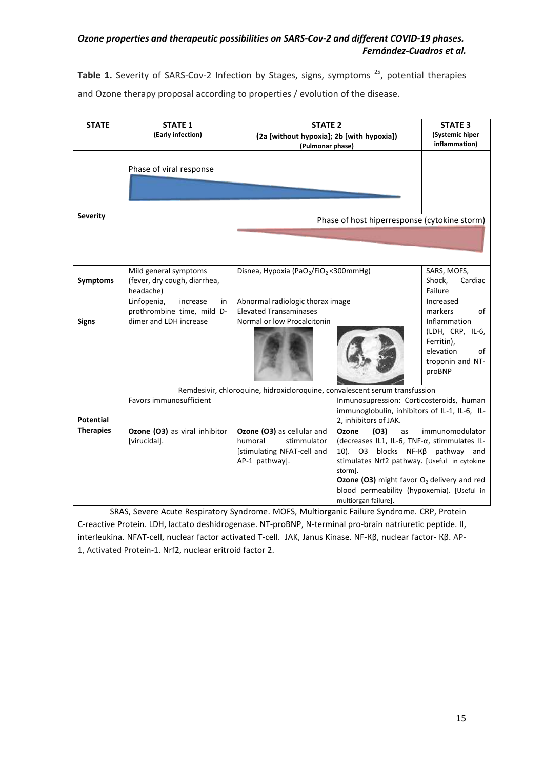**Table 1.** Severity of SARS-Cov-2 Infection by Stages, signs, symptoms [25], potential therapies and Ozone therapy proposal according to properties / evolution of the disease.

| STATE | STATE 1 (Early infection) | STATE 2 (2a [without hypoxia]; 2b [with hypoxia]) (Pulmonar phase) | | STATE 3 (Systemic hiper inflammation) |
|---|---|---|---|---|
| Severity | Phase of viral response | | | |
| | | Phase of host hiperresponse (cytokine storm) | | |
| Symptoms | Mild general symptoms (fever, dry cough, diarrhea, headache) | Disnea, Hypoxia ($PaO_2/FiO_2$ <300mmHg) | | SARS, MOFS, Shock, Cardiac Failure |
| Signs | Linfopenia, increase in prothrombine time, mild D-dimer and LDH increase | Abnormal radiologic thorax image<br>Elevated Transaminases<br>Normal or low Procalcitonin | | Increased markers of Inflammation (LDH, CRP, IL-6, Ferritin), elevation of troponin and NT-proBNP |
| Potential Therapies | Remdesivir, chloroquine, hidroxicloroquine, convalescent serum transfussion | | | |
| | Favors immunosufficient | | Inmunosupression: Corticosteroids, human immunoglobulin, inhibitors of IL-1, IL-6, IL-2, inhibitors of JAK. | |
| | **Ozone (O3)** as viral inhibitor [virucidal]. | **Ozone (O3)** as cellular and humoral stimmulator [stimulating NFAT-cell and AP-1 pathway]. | **Ozone (O3)** as immunomodulator (decreases IL1, IL-6, TNF-α, stimmulates IL-10). O3 blocks NF-Κβ pathway and stimulates Nrf2 pathway. [Useful in cytokine storm].<br>**Ozone (O3)** might favor $O_2$ delivery and red blood permeability (hypoxemia). [Useful in multiorgan failure]. | |

SRAS, Severe Acute Respiratory Syndrome. MOFS, Multiorganic Failure Syndrome. CRP, Protein C-reactive Protein. LDH, lactato deshidrogenase. NT-proBNP, N-terminal pro-brain natriuretic peptide. Il, interleukina. NFAT-cell, nuclear factor activated T-cell. JAK, Janus Kinase. NF-Κβ, nuclear factor- Κβ. AP-1, Activated Protein-1. Nrf2, nuclear eritroid factor 2.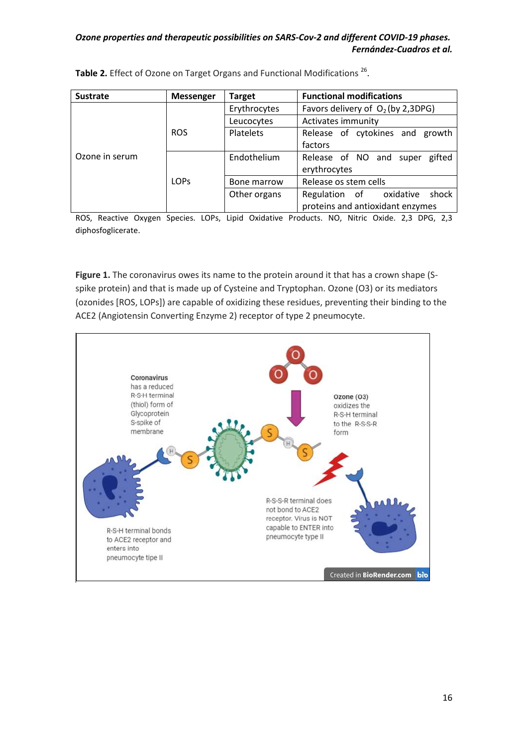**Table 2.** Effect of Ozone on Target Organs and Functional Modifications [26].

| Sustrate | Messenger | Target | Functional modifications |
|---|---|---|---|
| Ozone in serum | ROS | Erythrocytes | Favors delivery of $O_2$ (by 2,3DPG) |
| | | Leucocytes | Activates immunity |
| | | Platelets | Release of cytokines and growth factors |
| | LOPs | Endothelium | Release of NO and super gifted erythrocytes |
| | | Bone marrow | Release os stem cells |
| | | Other organs | Regulation of oxidative shock proteins and antioxidant enzymes |

ROS, Reactive Oxygen Species. LOPs, Lipid Oxidative Products. NO, Nitric Oxide. 2,3 DPG, 2,3 diphosfoglicerate.

**Figure 1.** The coronavirus owes its name to the protein around it that has a crown shape (S-spike protein) and that is made up of Cysteine and Tryptophan. Ozone (O3) or its mediators (ozonides [ROS, LOPs]) are capable of oxidizing these residues, preventing their binding to the ACE2 (Angiotensin Converting Enzyme 2) receptor of type 2 pneumocyte.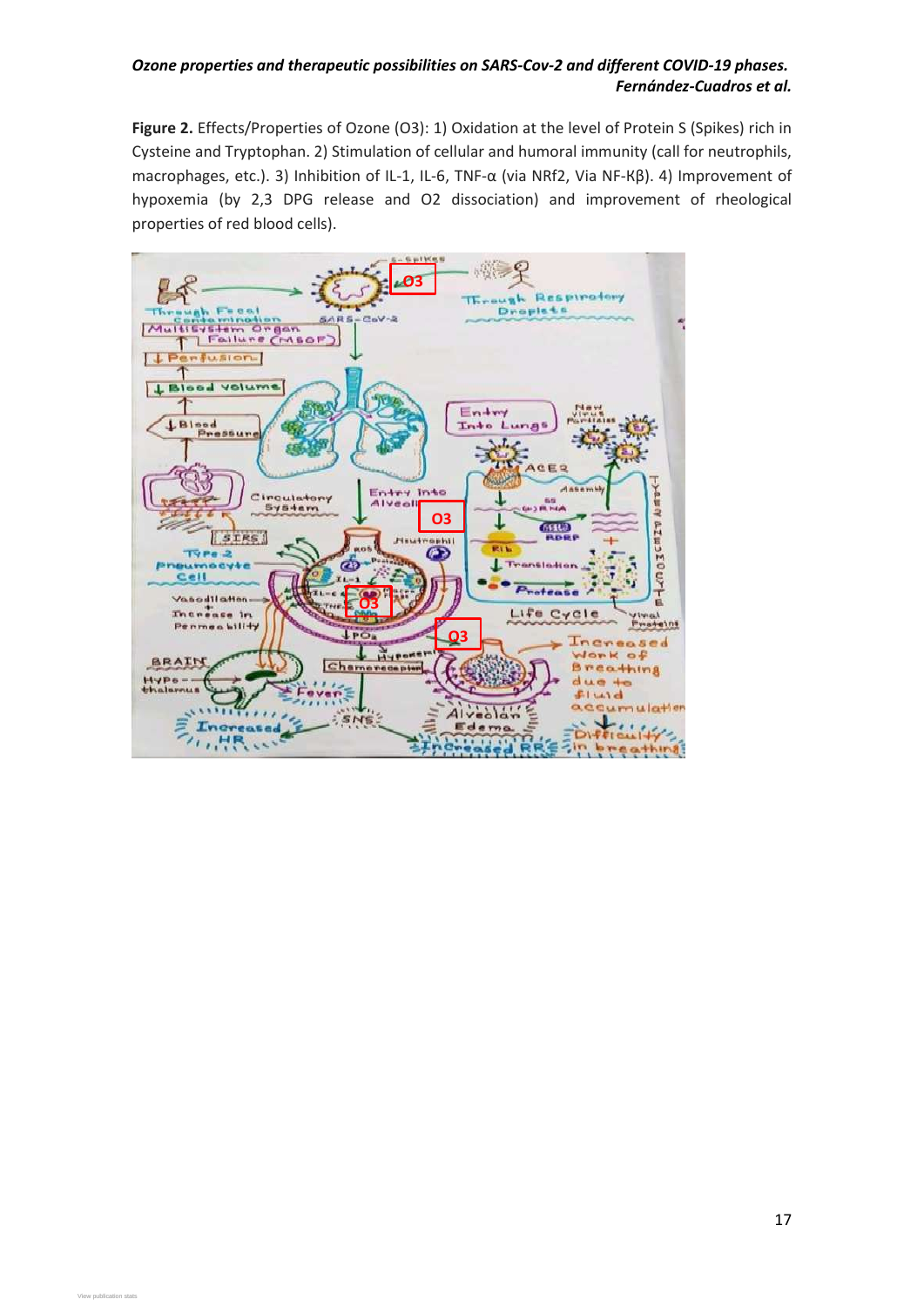**Figure 2.** Effects/Properties of Ozone (O3): 1) Oxidation at the level of Protein S (Spikes) rich in Cysteine and Tryptophan. 2) Stimulation of cellular and humoral immunity (call for neutrophils, macrophages, etc.). 3) Inhibition of IL-1, IL-6, TNF-α (via NRf2, Via NF-Kβ). 4) Improvement of hypoxemia (by 2,3 DPG release and O2 dissociation) and improvement of rheological properties of red blood cells).